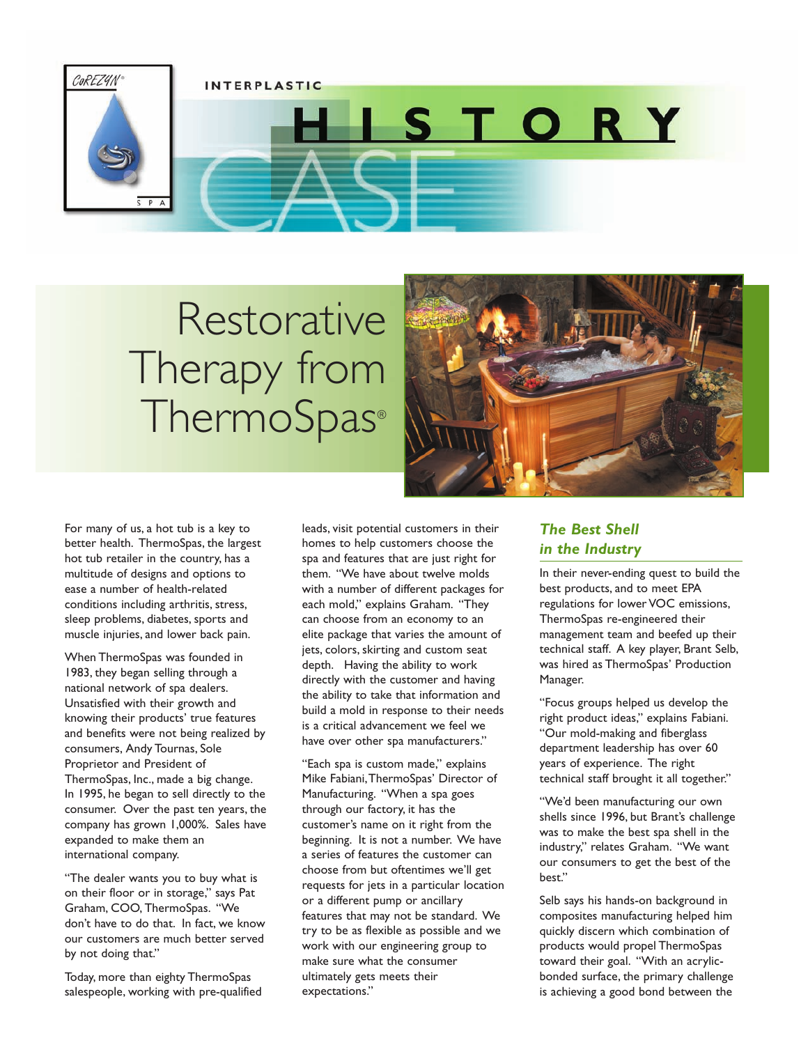INTERPLASTIC

# HISTORY CASE

# Restorative Therapy from ThermoSpas®

For many of us, a hot tub is a key to better health. ThermoSpas, the largest hot tub retailer in the country, has a multitude of designs and options to ease a number of health-related conditions including arthritis, stress, sleep problems, diabetes, sports and muscle injuries, and lower back pain.

When ThermoSpas was founded in 1983, they began selling through a national network of spa dealers. Unsatisfied with their growth and knowing their products' true features and benefits were not being realized by consumers, Andy Tournas, Sole Proprietor and President of ThermoSpas, Inc., made a big change. In 1995, he began to sell directly to the consumer. Over the past ten years, the company has grown 1,000%. Sales have expanded to make them an international company.

"The dealer wants you to buy what is on their floor or in storage," says Pat Graham, COO, ThermoSpas. "We don't have to do that. In fact, we know our customers are much better served by not doing that."

Today, more than eighty ThermoSpas salespeople, working with pre-qualified leads, visit potential customers in their homes to help customers choose the spa and features that are just right for them. "We have about twelve molds with a number of different packages for each mold," explains Graham. "They can choose from an economy to an elite package that varies the amount of jets, colors, skirting and custom seat depth. Having the ability to work directly with the customer and having the ability to take that information and build a mold in response to their needs is a critical advancement we feel we have over other spa manufacturers."

"Each spa is custom made," explains Mike Fabiani, ThermoSpas' Director of Manufacturing. "When a spa goes through our factory, it has the customer's name on it right from the beginning. It is not a number. We have a series of features the customer can choose from but oftentimes we'll get requests for jets in a particular location or a different pump or ancillary features that may not be standard. We try to be as flexible as possible and we work with our engineering group to make sure what the consumer ultimately gets meets their expectations."

### *The Best Shell in the Industry*

In their never-ending quest to build the best products, and to meet EPA regulations for lower VOC emissions, ThermoSpas re-engineered their management team and beefed up their technical staff. A key player, Brant Selb, was hired as ThermoSpas' Production Manager.

"Focus groups helped us develop the right product ideas," explains Fabiani. "Our mold-making and fiberglass department leadership has over 60 years of experience. The right technical staff brought it all together."

"We'd been manufacturing our own shells since 1996, but Brant's challenge was to make the best spa shell in the industry," relates Graham. "We want our consumers to get the best of the best."

Selb says his hands-on background in composites manufacturing helped him quickly discern which combination of products would propel ThermoSpas toward their goal. "With an acrylic-bonded surface, the primary challenge is achieving a good bond between the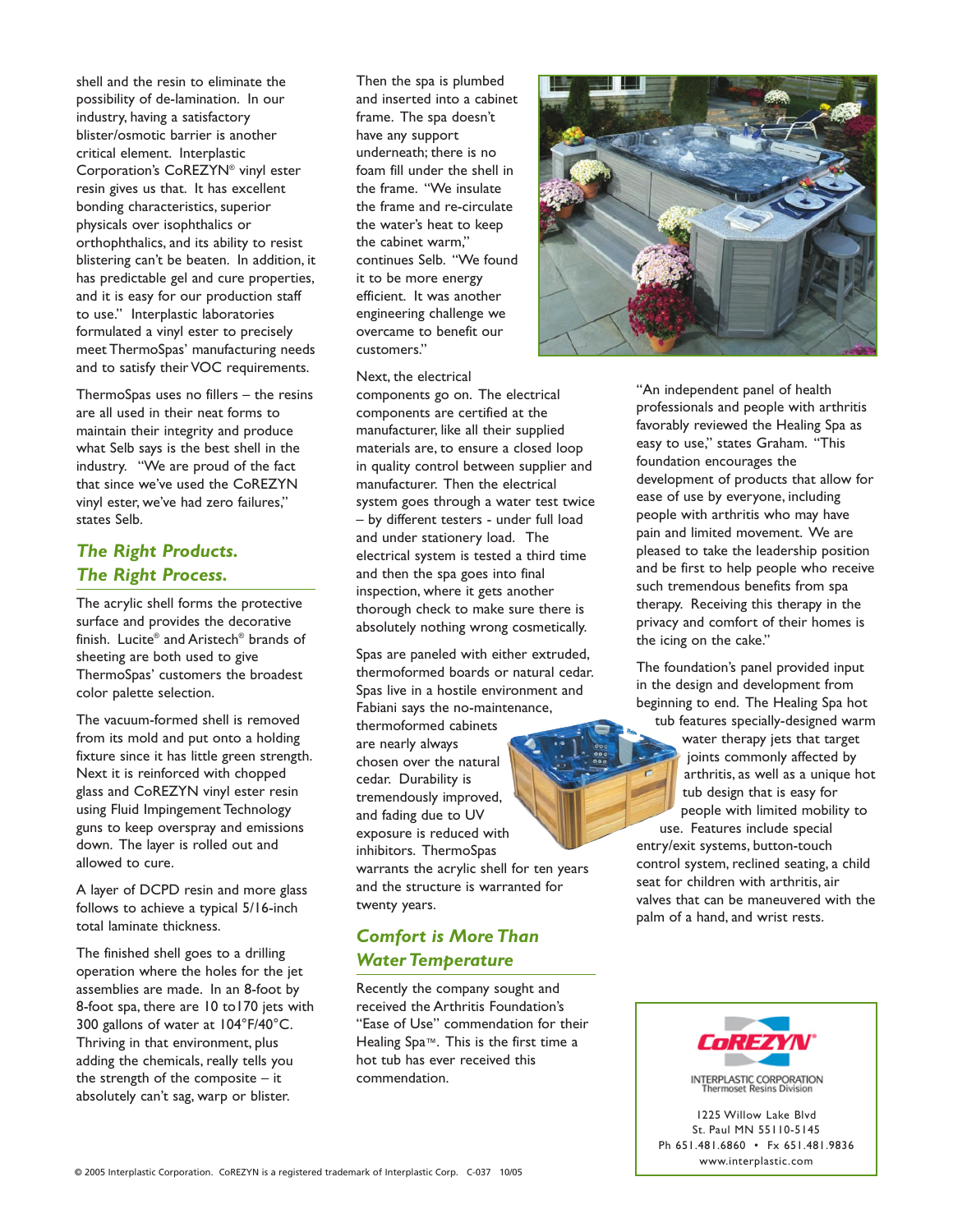shell and the resin to eliminate the possibility of de-lamination. In our industry, having a satisfactory blister/osmotic barrier is another critical element. Interplastic Corporation's CoREZYN® vinyl ester resin gives us that. It has excellent bonding characteristics, superior physicals over isophthalics or orthophthalics, and its ability to resist blistering can't be beaten. In addition, it has predictable gel and cure properties, and it is easy for our production staff to use." Interplastic laboratories formulated a vinyl ester to precisely meet ThermoSpas' manufacturing needs and to satisfy their VOC requirements.

ThermoSpas uses no fillers – the resins are all used in their neat forms to maintain their integrity and produce what Selb says is the best shell in the industry. "We are proud of the fact that since we've used the CoREZYN vinyl ester, we've had zero failures," states Selb.

## *The Right Products. The Right Process.*

The acrylic shell forms the protective surface and provides the decorative finish. Lucite® and Aristech® brands of sheeting are both used to give ThermoSpas' customers the broadest color palette selection.

The vacuum-formed shell is removed from its mold and put onto a holding fixture since it has little green strength. Next it is reinforced with chopped glass and CoREZYN vinyl ester resin using Fluid Impingement Technology guns to keep overspray and emissions down. The layer is rolled out and allowed to cure.

A layer of DCPD resin and more glass follows to achieve a typical 5/16-inch total laminate thickness.

The finished shell goes to a drilling operation where the holes for the jet assemblies are made. In an 8-foot by 8-foot spa, there are 10 to170 jets with 300 gallons of water at 104°F/40°C. Thriving in that environment, plus adding the chemicals, really tells you the strength of the composite – it absolutely can't sag, warp or blister.

Then the spa is plumbed and inserted into a cabinet frame. The spa doesn't have any support underneath; there is no foam fill under the shell in the frame. "We insulate the frame and re-circulate the water's heat to keep the cabinet warm," continues Selb. "We found it to be more energy efficient. It was another engineering challenge we overcame to benefit our customers."

Next, the electrical components go on. The electrical components are certified at the manufacturer, like all their supplied materials are, to ensure a closed loop in quality control between supplier and manufacturer. Then the electrical system goes through a water test twice – by different testers - under full load and under stationery load. The electrical system is tested a third time and then the spa goes into final inspection, where it gets another thorough check to make sure there is absolutely nothing wrong cosmetically.

Spas are paneled with either extruded, thermoformed boards or natural cedar. Spas live in a hostile environment and Fabiani says the no-maintenance, thermoformed cabinets are nearly always chosen over the natural cedar. Durability is tremendously improved, and fading due to UV exposure is reduced with inhibitors. ThermoSpas warrants the acrylic shell for ten years and the structure is warranted for twenty years.

## *Comfort is More Than Water Temperature*

Recently the company sought and received the Arthritis Foundation's "Ease of Use" commendation for their Healing Spa™. This is the first time a hot tub has ever received this commendation.

"An independent panel of health professionals and people with arthritis favorably reviewed the Healing Spa as easy to use," states Graham. "This foundation encourages the development of products that allow for ease of use by everyone, including people with arthritis who may have pain and limited movement. We are pleased to take the leadership position and be first to help people who receive such tremendous benefits from spa therapy. Receiving this therapy in the privacy and comfort of their homes is the icing on the cake."

The foundation's panel provided input in the design and development from beginning to end. The Healing Spa hot tub features specially-designed warm water therapy jets that target joints commonly affected by arthritis, as well as a unique hot tub design that is easy for people with limited mobility to use. Features include special entry/exit systems, button-touch control system, reclined seating, a child seat for children with arthritis, air valves that can be maneuvered with the palm of a hand, and wrist rests.

CoREZYN®
INTERPLASTIC CORPORATION
Thermoset Resins Division

1225 Willow Lake Blvd
St. Paul MN 55110-5145
Ph 651.481.6860 • Fx 651.481.9836
www.interplastic.com

© 2005 Interplastic Corporation. CoREZYN is a registered trademark of Interplastic Corp. C-037 10/05